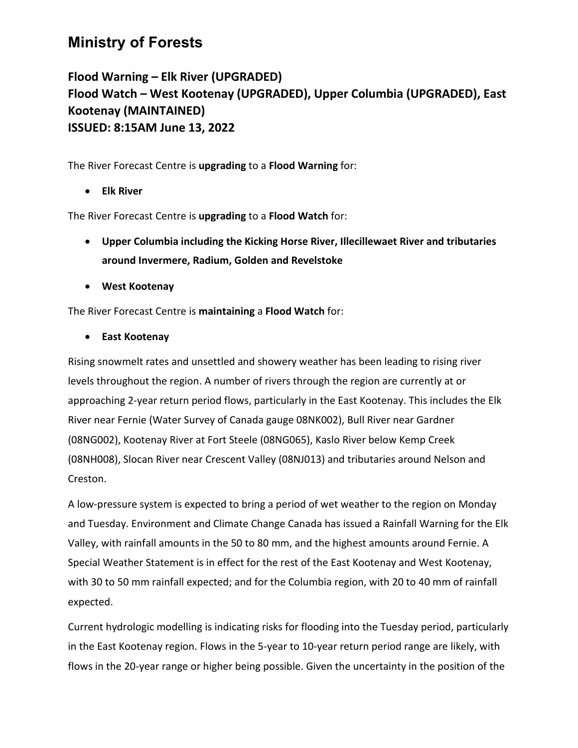# Ministry of Forests

## Flood Warning – Elk River (UPGRADED)
## Flood Watch – West Kootenay (UPGRADED), Upper Columbia (UPGRADED), East Kootenay (MAINTAINED)
## ISSUED: 8:15AM June 13, 2022

The River Forecast Centre is **upgrading** to a **Flood Warning** for:

- **Elk River**

The River Forecast Centre is **upgrading** to a **Flood Watch** for:

- **Upper Columbia including the Kicking Horse River, Illecillewaet River and tributaries around Invermere, Radium, Golden and Revelstoke**
- **West Kootenay**

The River Forecast Centre is **maintaining** a **Flood Watch** for:

- **East Kootenay**

Rising snowmelt rates and unsettled and showery weather has been leading to rising river levels throughout the region. A number of rivers through the region are currently at or approaching 2-year return period flows, particularly in the East Kootenay. This includes the Elk River near Fernie (Water Survey of Canada gauge 08NK002), Bull River near Gardner (08NG002), Kootenay River at Fort Steele (08NG065), Kaslo River below Kemp Creek (08NH008), Slocan River near Crescent Valley (08NJ013) and tributaries around Nelson and Creston.

A low-pressure system is expected to bring a period of wet weather to the region on Monday and Tuesday. Environment and Climate Change Canada has issued a Rainfall Warning for the Elk Valley, with rainfall amounts in the 50 to 80 mm, and the highest amounts around Fernie. A Special Weather Statement is in effect for the rest of the East Kootenay and West Kootenay, with 30 to 50 mm rainfall expected; and for the Columbia region, with 20 to 40 mm of rainfall expected.

Current hydrologic modelling is indicating risks for flooding into the Tuesday period, particularly in the East Kootenay region. Flows in the 5-year to 10-year return period range are likely, with flows in the 20-year range or higher being possible. Given the uncertainty in the position of the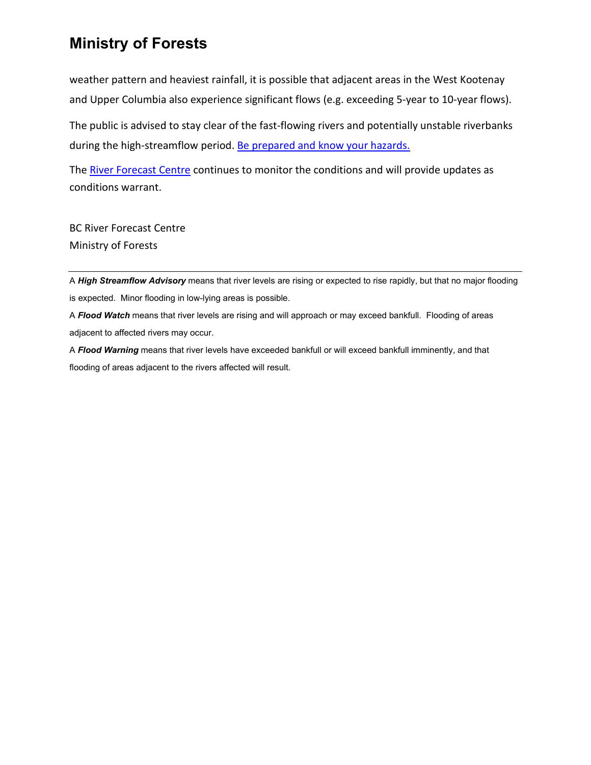weather pattern and heaviest rainfall, it is possible that adjacent areas in the West Kootenay and Upper Columbia also experience significant flows (e.g. exceeding 5-year to 10-year flows).

The public is advised to stay clear of the fast-flowing rivers and potentially unstable riverbanks during the high-streamflow period. [Be prepared and know your hazards.]()

The [River Forecast Centre]() continues to monitor the conditions and will provide updates as conditions warrant.

BC River Forecast Centre
Ministry of Forests

---

A ***High Streamflow Advisory*** means that river levels are rising or expected to rise rapidly, but that no major flooding is expected. Minor flooding in low-lying areas is possible.

A ***Flood Watch*** means that river levels are rising and will approach or may exceed bankfull. Flooding of areas adjacent to affected rivers may occur.

A ***Flood Warning*** means that river levels have exceeded bankfull or will exceed bankfull imminently, and that flooding of areas adjacent to the rivers affected will result.